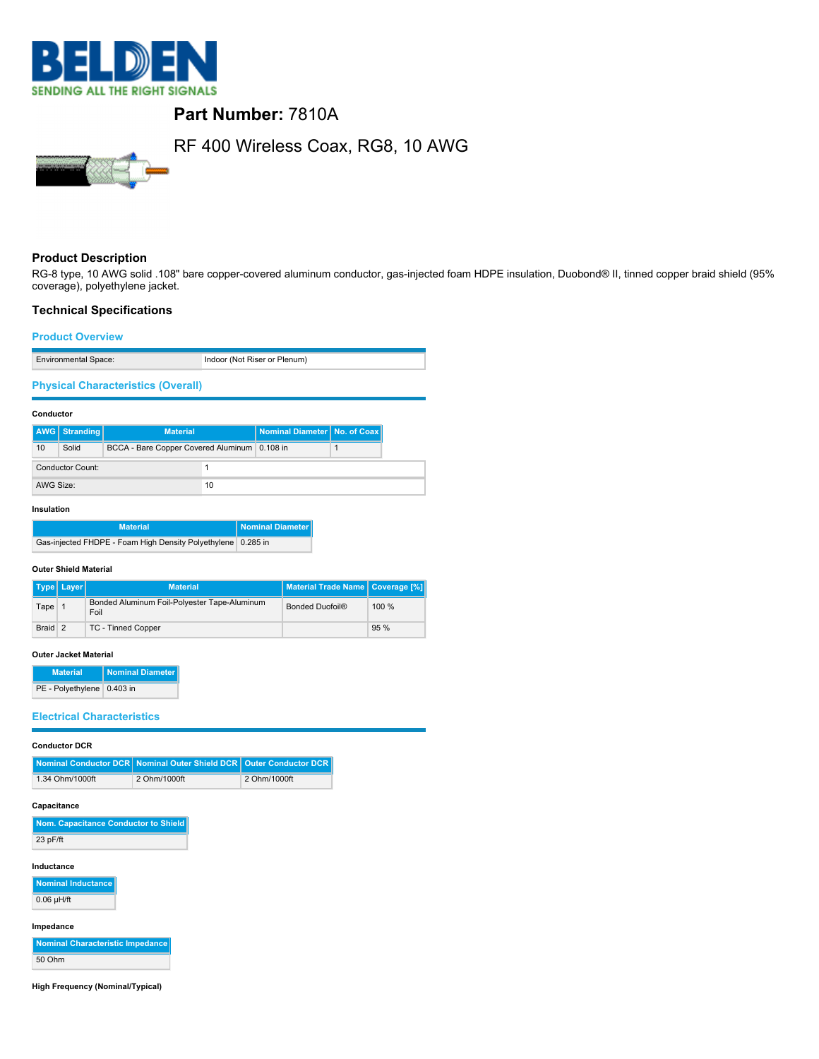# BELDEN

SENDING ALL THE RIGHT SIGNALS

## Part Number: 7810A

## RF 400 Wireless Coax, RG8, 10 AWG

### Product Description

RG-8 type, 10 AWG solid .108" bare copper-covered aluminum conductor, gas-injected foam HDPE insulation, Duobond® II, tinned copper braid shield (95% coverage), polyethylene jacket.

### Technical Specifications

#### Product Overview

| | |
|---|---|
| Environmental Space: | Indoor (Not Riser or Plenum) |

#### Physical Characteristics (Overall)

**Conductor**

| AWG | Stranding | Material | Nominal Diameter | No. of Coax |
|---|---|---|---|---|
| 10 | Solid | BCCA - Bare Copper Covered Aluminum | 0.108 in | 1 |

| | |
|---|---|
| Conductor Count: | 1 |
| AWG Size: | 10 |

**Insulation**

| Material | Nominal Diameter |
|---|---|
| Gas-injected FHDPE - Foam High Density Polyethylene | 0.285 in |

**Outer Shield Material**

| Type | Layer | Material | Material Trade Name | Coverage [%] |
|---|---|---|---|---|
| Tape | 1 | Bonded Aluminum Foil-Polyester Tape-Aluminum Foil | Bonded Duofoil® | 100 % |
| Braid | 2 | TC - Tinned Copper | | 95 % |

**Outer Jacket Material**

| Material | Nominal Diameter |
|---|---|
| PE - Polyethylene | 0.403 in |

#### Electrical Characteristics

**Conductor DCR**

| Nominal Conductor DCR | Nominal Outer Shield DCR | Outer Conductor DCR |
|---|---|---|
| 1.34 Ohm/1000ft | 2 Ohm/1000ft | 2 Ohm/1000ft |

**Capacitance**

| Nom. Capacitance Conductor to Shield |
|---|
| 23 pF/ft |

**Inductance**

| Nominal Inductance |
|---|
| 0.06 µH/ft |

**Impedance**

| Nominal Characteristic Impedance |
|---|
| 50 Ohm |

**High Frequency (Nominal/Typical)**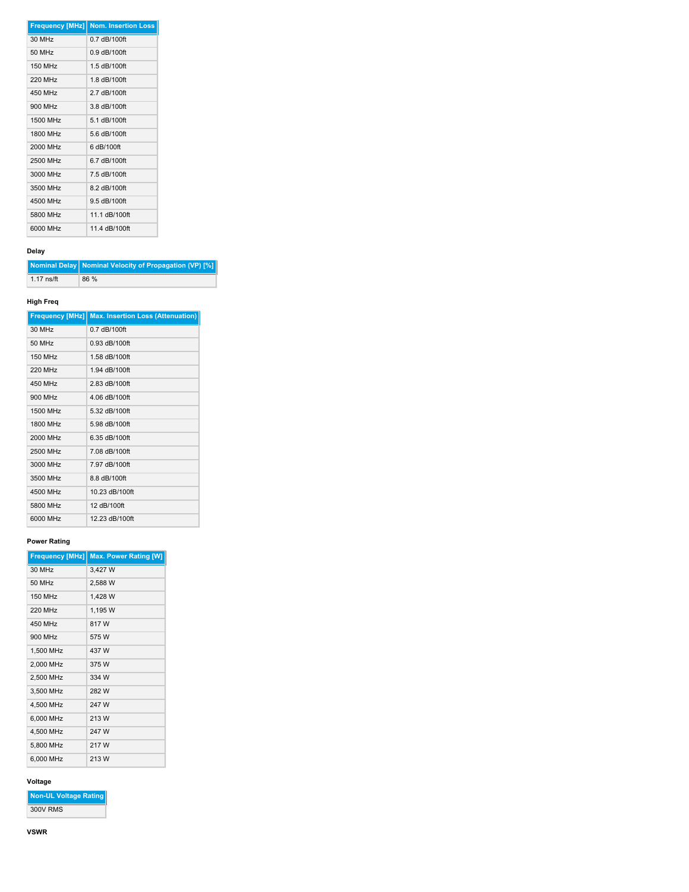| Frequency [MHz] | Nom. Insertion Loss |
|---|---|
| 30 MHz | 0.7 dB/100ft |
| 50 MHz | 0.9 dB/100ft |
| 150 MHz | 1.5 dB/100ft |
| 220 MHz | 1.8 dB/100ft |
| 450 MHz | 2.7 dB/100ft |
| 900 MHz | 3.8 dB/100ft |
| 1500 MHz | 5.1 dB/100ft |
| 1800 MHz | 5.6 dB/100ft |
| 2000 MHz | 6 dB/100ft |
| 2500 MHz | 6.7 dB/100ft |
| 3000 MHz | 7.5 dB/100ft |
| 3500 MHz | 8.2 dB/100ft |
| 4500 MHz | 9.5 dB/100ft |
| 5800 MHz | 11.1 dB/100ft |
| 6000 MHz | 11.4 dB/100ft |

**Delay**

| Nominal Delay | Nominal Velocity of Propagation (VP) [%] |
|---|---|
| 1.17 ns/ft | 86 % |

**High Freq**

| Frequency [MHz] | Max. Insertion Loss (Attenuation) |
|---|---|
| 30 MHz | 0.7 dB/100ft |
| 50 MHz | 0.93 dB/100ft |
| 150 MHz | 1.58 dB/100ft |
| 220 MHz | 1.94 dB/100ft |
| 450 MHz | 2.83 dB/100ft |
| 900 MHz | 4.06 dB/100ft |
| 1500 MHz | 5.32 dB/100ft |
| 1800 MHz | 5.98 dB/100ft |
| 2000 MHz | 6.35 dB/100ft |
| 2500 MHz | 7.08 dB/100ft |
| 3000 MHz | 7.97 dB/100ft |
| 3500 MHz | 8.8 dB/100ft |
| 4500 MHz | 10.23 dB/100ft |
| 5800 MHz | 12 dB/100ft |
| 6000 MHz | 12.23 dB/100ft |

**Power Rating**

| Frequency [MHz] | Max. Power Rating [W] |
|---|---|
| 30 MHz | 3,427 W |
| 50 MHz | 2,588 W |
| 150 MHz | 1,428 W |
| 220 MHz | 1,195 W |
| 450 MHz | 817 W |
| 900 MHz | 575 W |
| 1,500 MHz | 437 W |
| 2,000 MHz | 375 W |
| 2,500 MHz | 334 W |
| 3,500 MHz | 282 W |
| 4,500 MHz | 247 W |
| 6,000 MHz | 213 W |
| 4,500 MHz | 247 W |
| 5,800 MHz | 217 W |
| 6,000 MHz | 213 W |

**Voltage**

| Non-UL Voltage Rating |
|---|
| 300V RMS |

**VSWR**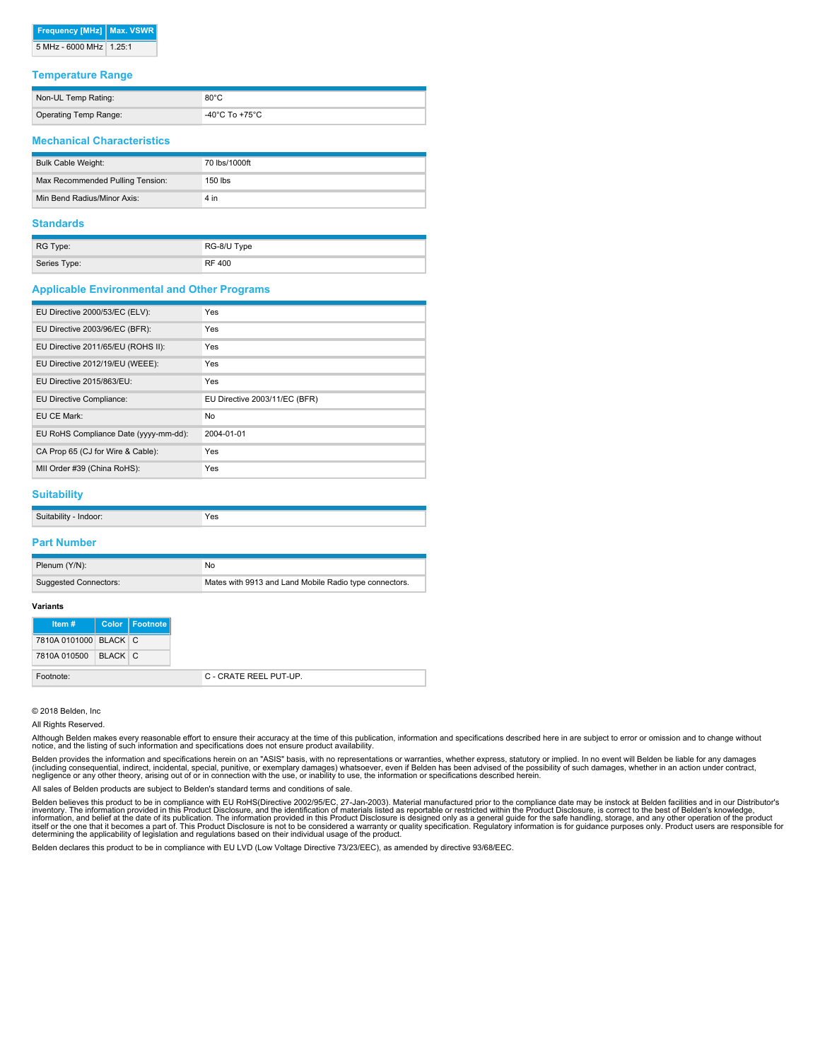| Frequency [MHz] | Max. VSWR |
|---|---|
| 5 MHz - 6000 MHz | 1.25:1 |

## Temperature Range

| | |
|---|---|
| Non-UL Temp Rating: | 80°C |
| Operating Temp Range: | -40°C To +75°C |

## Mechanical Characteristics

| | |
|---|---|
| Bulk Cable Weight: | 70 lbs/1000ft |
| Max Recommended Pulling Tension: | 150 lbs |
| Min Bend Radius/Minor Axis: | 4 in |

## Standards

| | |
|---|---|
| RG Type: | RG-8/U Type |
| Series Type: | RF 400 |

## Applicable Environmental and Other Programs

| | |
|---|---|
| EU Directive 2000/53/EC (ELV): | Yes |
| EU Directive 2003/96/EC (BFR): | Yes |
| EU Directive 2011/65/EU (ROHS II): | Yes |
| EU Directive 2012/19/EU (WEEE): | Yes |
| EU Directive 2015/863/EU: | Yes |
| EU Directive Compliance: | EU Directive 2003/11/EC (BFR) |
| EU CE Mark: | No |
| EU RoHS Compliance Date (yyyy-mm-dd): | 2004-01-01 |
| CA Prop 65 (CJ for Wire & Cable): | Yes |
| MII Order #39 (China RoHS): | Yes |

## Suitability

| | |
|---|---|
| Suitability - Indoor: | Yes |

## Part Number

| | |
|---|---|
| Plenum (Y/N): | No |
| Suggested Connectors: | Mates with 9913 and Land Mobile Radio type connectors. |

**Variants**

| Item # | Color | Footnote |
|---|---|---|
| 7810A 0101000 | BLACK | C |
| 7810A 010500 | BLACK | C |

| | |
|---|---|
| Footnote: | C - CRATE REEL PUT-UP. |

© 2018 Belden, Inc

All Rights Reserved.

Although Belden makes every reasonable effort to ensure their accuracy at the time of this publication, information and specifications described here in are subject to error or omission and to change without notice, and the listing of such information and specifications does not ensure product availability.

Belden provides the information and specifications herein on an "ASIS" basis, with no representations or warranties, whether express, statutory or implied. In no event will Belden be liable for any damages (including consequential, indirect, incidental, special, punitive, or exemplary damages) whatsoever, even if Belden has been advised of the possibility of such damages, whether in an action under contract, negligence or any other theory, arising out of or in connection with the use, or inability to use, the information or specifications described herein.

All sales of Belden products are subject to Belden's standard terms and conditions of sale.

Belden believes this product to be in compliance with EU RoHS(Directive 2002/95/EC, 27-Jan-2003). Material manufactured prior to the compliance date may be instock at Belden facilities and in our Distributor's inventory. The information provided in this Product Disclosure, and the identification of materials listed as reportable or restricted within the Product Disclosure, is correct to the best of Belden's knowledge, information, and belief at the date of its publication. The information provided in this Product Disclosure is designed only as a general guide for the safe handling, storage, and any other operation of the product itself or the one that it becomes a part of. This Product Disclosure is not to be considered a warranty or quality specification. Regulatory information is for guidance purposes only. Product users are responsible for determining the applicability of legislation and regulations based on their individual usage of the product.

Belden declares this product to be in compliance with EU LVD (Low Voltage Directive 73/23/EEC), as amended by directive 93/68/EEC.